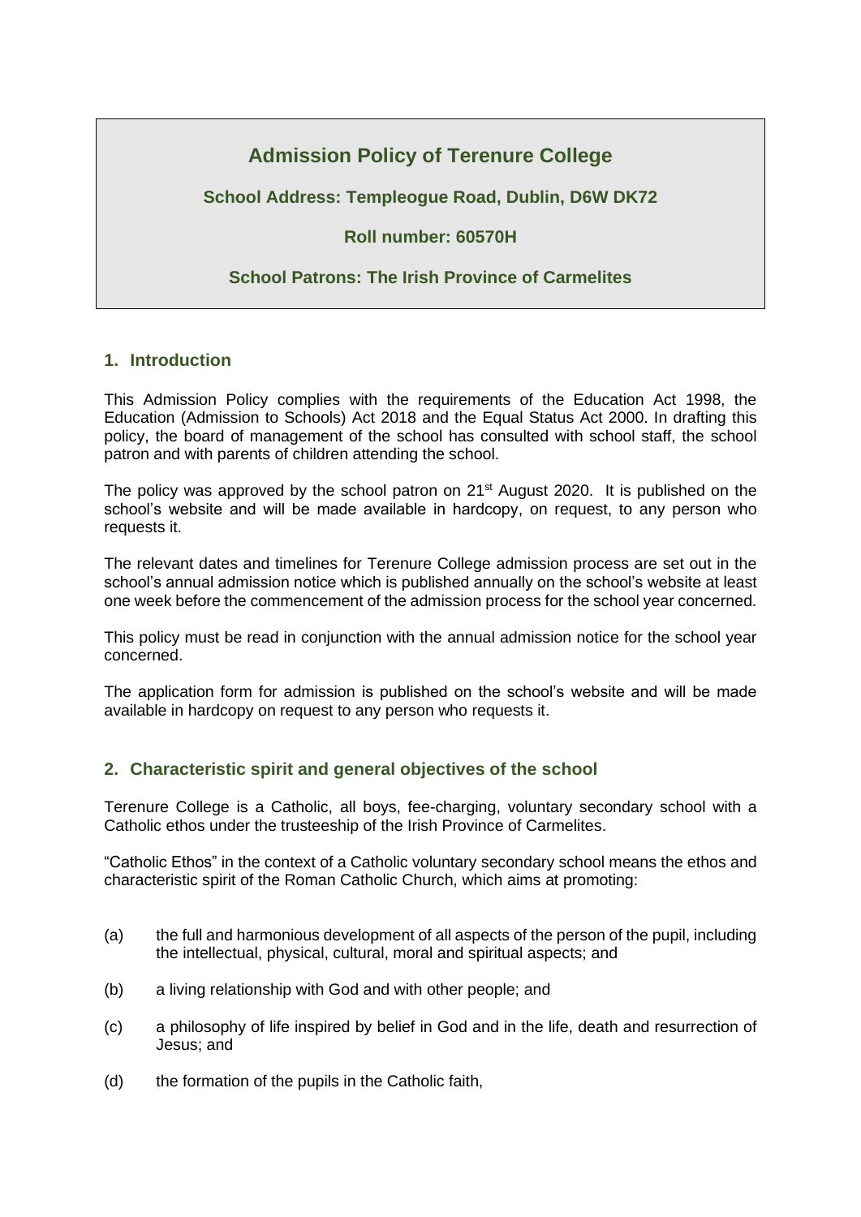# Admission Policy of Terenure College

**School Address: Templeogue Road, Dublin, D6W DK72**

**Roll number: 60570H**

**School Patrons: The Irish Province of Carmelites**

## 1. Introduction

This Admission Policy complies with the requirements of the Education Act 1998, the Education (Admission to Schools) Act 2018 and the Equal Status Act 2000. In drafting this policy, the board of management of the school has consulted with school staff, the school patron and with parents of children attending the school.

The policy was approved by the school patron on 21st August 2020. It is published on the school's website and will be made available in hardcopy, on request, to any person who requests it.

The relevant dates and timelines for Terenure College admission process are set out in the school's annual admission notice which is published annually on the school's website at least one week before the commencement of the admission process for the school year concerned.

This policy must be read in conjunction with the annual admission notice for the school year concerned.

The application form for admission is published on the school's website and will be made available in hardcopy on request to any person who requests it.

## 2. Characteristic spirit and general objectives of the school

Terenure College is a Catholic, all boys, fee-charging, voluntary secondary school with a Catholic ethos under the trusteeship of the Irish Province of Carmelites.

"Catholic Ethos" in the context of a Catholic voluntary secondary school means the ethos and characteristic spirit of the Roman Catholic Church, which aims at promoting:

(a) the full and harmonious development of all aspects of the person of the pupil, including the intellectual, physical, cultural, moral and spiritual aspects; and

(b) a living relationship with God and with other people; and

(c) a philosophy of life inspired by belief in God and in the life, death and resurrection of Jesus; and

(d) the formation of the pupils in the Catholic faith,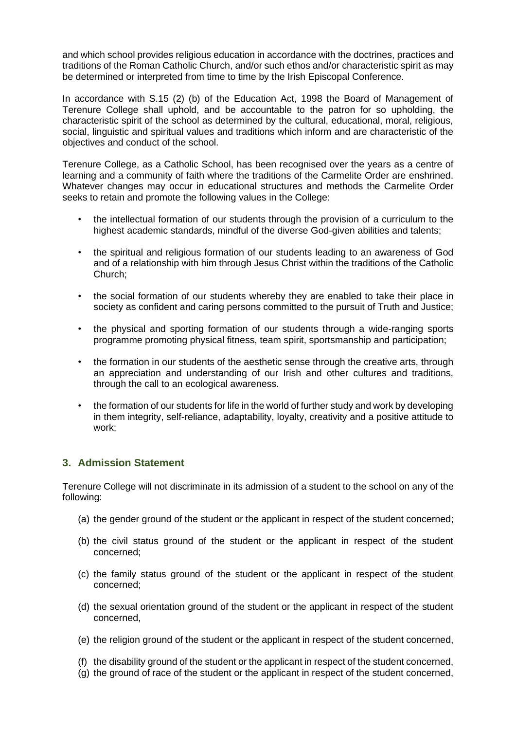and which school provides religious education in accordance with the doctrines, practices and traditions of the Roman Catholic Church, and/or such ethos and/or characteristic spirit as may be determined or interpreted from time to time by the Irish Episcopal Conference.

In accordance with S.15 (2) (b) of the Education Act, 1998 the Board of Management of Terenure College shall uphold, and be accountable to the patron for so upholding, the characteristic spirit of the school as determined by the cultural, educational, moral, religious, social, linguistic and spiritual values and traditions which inform and are characteristic of the objectives and conduct of the school.

Terenure College, as a Catholic School, has been recognised over the years as a centre of learning and a community of faith where the traditions of the Carmelite Order are enshrined. Whatever changes may occur in educational structures and methods the Carmelite Order seeks to retain and promote the following values in the College:

- the intellectual formation of our students through the provision of a curriculum to the highest academic standards, mindful of the diverse God-given abilities and talents;
- the spiritual and religious formation of our students leading to an awareness of God and of a relationship with him through Jesus Christ within the traditions of the Catholic Church;
- the social formation of our students whereby they are enabled to take their place in society as confident and caring persons committed to the pursuit of Truth and Justice;
- the physical and sporting formation of our students through a wide-ranging sports programme promoting physical fitness, team spirit, sportsmanship and participation;
- the formation in our students of the aesthetic sense through the creative arts, through an appreciation and understanding of our Irish and other cultures and traditions, through the call to an ecological awareness.
- the formation of our students for life in the world of further study and work by developing in them integrity, self-reliance, adaptability, loyalty, creativity and a positive attitude to work;

## 3. Admission Statement

Terenure College will not discriminate in its admission of a student to the school on any of the following:

(a) the gender ground of the student or the applicant in respect of the student concerned;

(b) the civil status ground of the student or the applicant in respect of the student concerned;

(c) the family status ground of the student or the applicant in respect of the student concerned;

(d) the sexual orientation ground of the student or the applicant in respect of the student concerned,

(e) the religion ground of the student or the applicant in respect of the student concerned,

(f) the disability ground of the student or the applicant in respect of the student concerned,

(g) the ground of race of the student or the applicant in respect of the student concerned,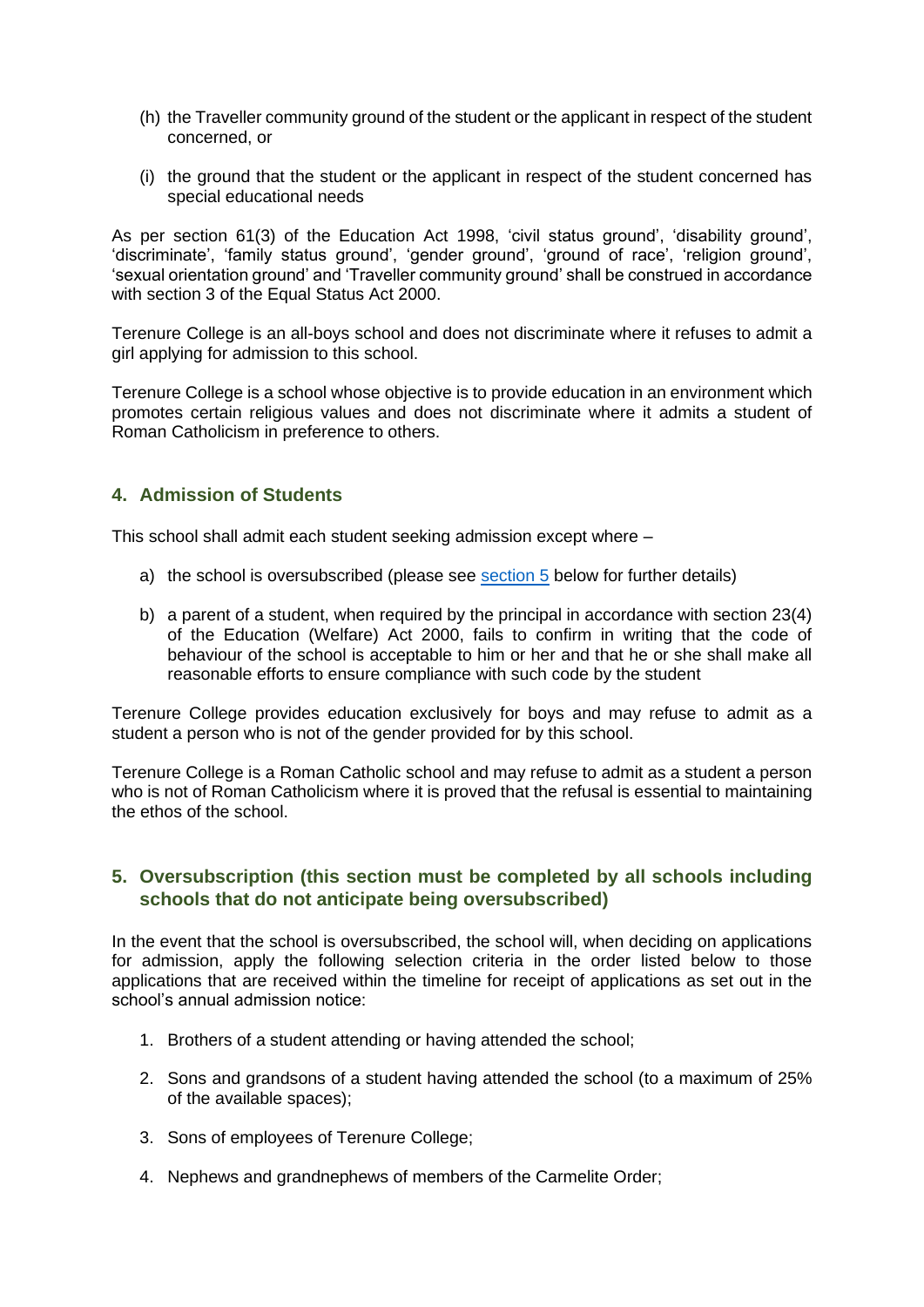(h) the Traveller community ground of the student or the applicant in respect of the student concerned, or

(i) the ground that the student or the applicant in respect of the student concerned has special educational needs

As per section 61(3) of the Education Act 1998, 'civil status ground', 'disability ground', 'discriminate', 'family status ground', 'gender ground', 'ground of race', 'religion ground', 'sexual orientation ground' and 'Traveller community ground' shall be construed in accordance with section 3 of the Equal Status Act 2000.

Terenure College is an all-boys school and does not discriminate where it refuses to admit a girl applying for admission to this school.

Terenure College is a school whose objective is to provide education in an environment which promotes certain religious values and does not discriminate where it admits a student of Roman Catholicism in preference to others.

## 4. Admission of Students

This school shall admit each student seeking admission except where –

a) the school is oversubscribed (please see section 5 below for further details)

b) a parent of a student, when required by the principal in accordance with section 23(4) of the Education (Welfare) Act 2000, fails to confirm in writing that the code of behaviour of the school is acceptable to him or her and that he or she shall make all reasonable efforts to ensure compliance with such code by the student

Terenure College provides education exclusively for boys and may refuse to admit as a student a person who is not of the gender provided for by this school.

Terenure College is a Roman Catholic school and may refuse to admit as a student a person who is not of Roman Catholicism where it is proved that the refusal is essential to maintaining the ethos of the school.

## 5. Oversubscription (this section must be completed by all schools including schools that do not anticipate being oversubscribed)

In the event that the school is oversubscribed, the school will, when deciding on applications for admission, apply the following selection criteria in the order listed below to those applications that are received within the timeline for receipt of applications as set out in the school's annual admission notice:

1. Brothers of a student attending or having attended the school;
2. Sons and grandsons of a student having attended the school (to a maximum of 25% of the available spaces);
3. Sons of employees of Terenure College;
4. Nephews and grandnephews of members of the Carmelite Order;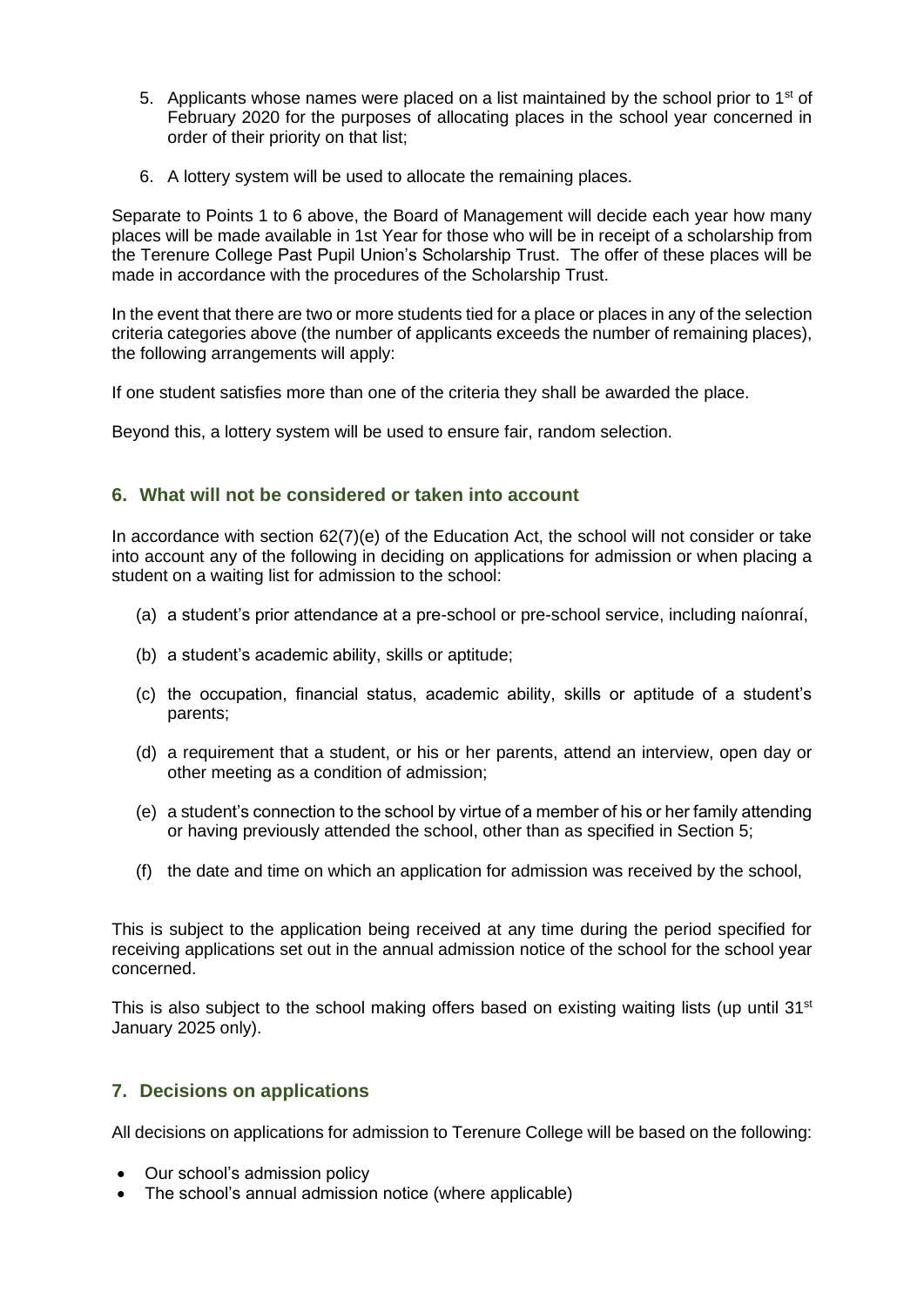5. Applicants whose names were placed on a list maintained by the school prior to 1st of February 2020 for the purposes of allocating places in the school year concerned in order of their priority on that list;

6. A lottery system will be used to allocate the remaining places.

Separate to Points 1 to 6 above, the Board of Management will decide each year how many places will be made available in 1st Year for those who will be in receipt of a scholarship from the Terenure College Past Pupil Union's Scholarship Trust. The offer of these places will be made in accordance with the procedures of the Scholarship Trust.

In the event that there are two or more students tied for a place or places in any of the selection criteria categories above (the number of applicants exceeds the number of remaining places), the following arrangements will apply:

If one student satisfies more than one of the criteria they shall be awarded the place.

Beyond this, a lottery system will be used to ensure fair, random selection.

## 6. What will not be considered or taken into account

In accordance with section 62(7)(e) of the Education Act, the school will not consider or take into account any of the following in deciding on applications for admission or when placing a student on a waiting list for admission to the school:

(a) a student's prior attendance at a pre-school or pre-school service, including naíonraí,

(b) a student's academic ability, skills or aptitude;

(c) the occupation, financial status, academic ability, skills or aptitude of a student's parents;

(d) a requirement that a student, or his or her parents, attend an interview, open day or other meeting as a condition of admission;

(e) a student's connection to the school by virtue of a member of his or her family attending or having previously attended the school, other than as specified in Section 5;

(f) the date and time on which an application for admission was received by the school,

This is subject to the application being received at any time during the period specified for receiving applications set out in the annual admission notice of the school for the school year concerned.

This is also subject to the school making offers based on existing waiting lists (up until 31st January 2025 only).

## 7. Decisions on applications

All decisions on applications for admission to Terenure College will be based on the following:

- Our school's admission policy
- The school's annual admission notice (where applicable)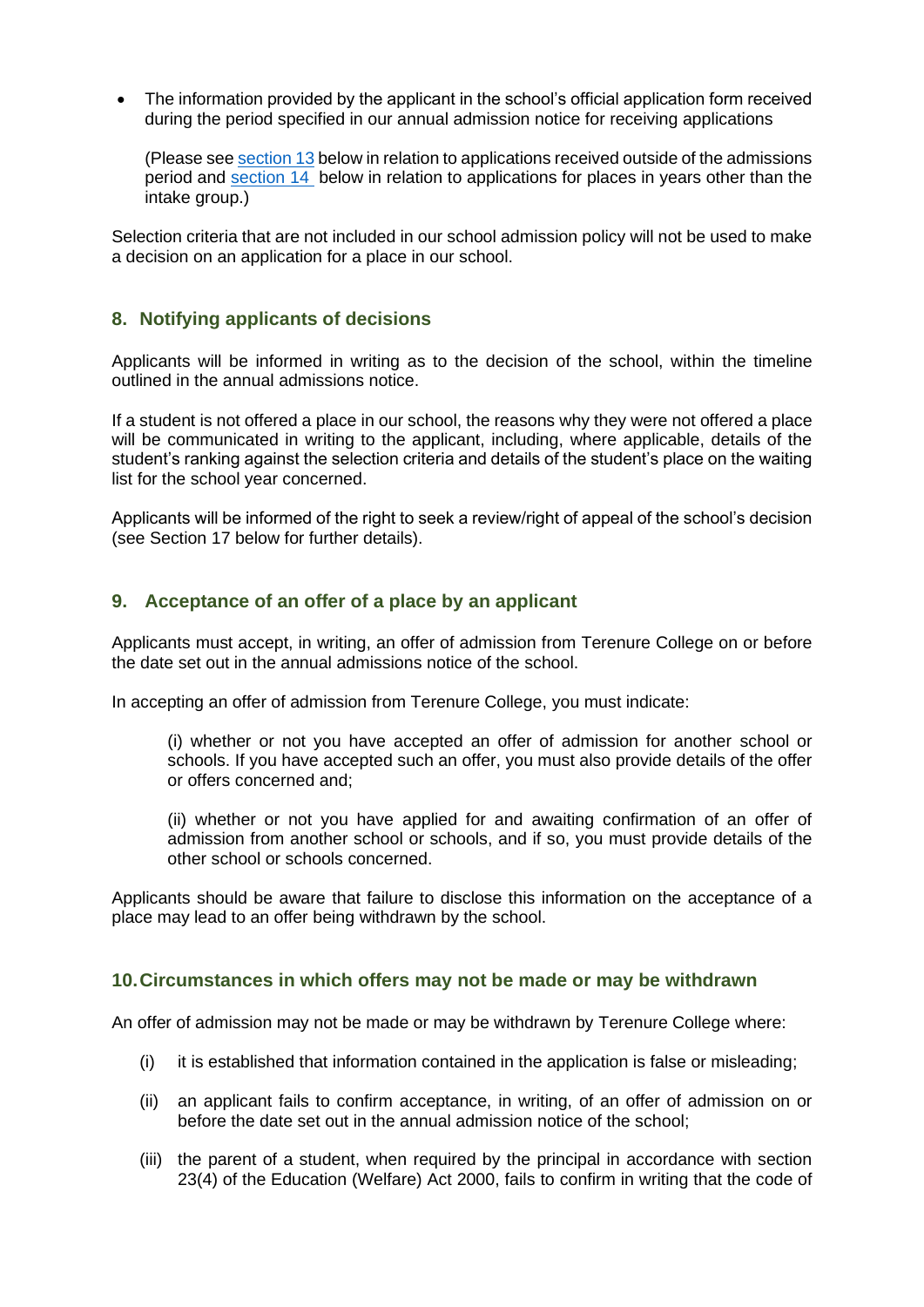- The information provided by the applicant in the school's official application form received during the period specified in our annual admission notice for receiving applications

  (Please see section 13 below in relation to applications received outside of the admissions period and section 14 below in relation to applications for places in years other than the intake group.)

Selection criteria that are not included in our school admission policy will not be used to make a decision on an application for a place in our school.

## 8. Notifying applicants of decisions

Applicants will be informed in writing as to the decision of the school, within the timeline outlined in the annual admissions notice.

If a student is not offered a place in our school, the reasons why they were not offered a place will be communicated in writing to the applicant, including, where applicable, details of the student's ranking against the selection criteria and details of the student's place on the waiting list for the school year concerned.

Applicants will be informed of the right to seek a review/right of appeal of the school's decision (see Section 17 below for further details).

## 9. Acceptance of an offer of a place by an applicant

Applicants must accept, in writing, an offer of admission from Terenure College on or before the date set out in the annual admissions notice of the school.

In accepting an offer of admission from Terenure College, you must indicate:

> (i) whether or not you have accepted an offer of admission for another school or schools. If you have accepted such an offer, you must also provide details of the offer or offers concerned and;
>
> (ii) whether or not you have applied for and awaiting confirmation of an offer of admission from another school or schools, and if so, you must provide details of the other school or schools concerned.

Applicants should be aware that failure to disclose this information on the acceptance of a place may lead to an offer being withdrawn by the school.

## 10. Circumstances in which offers may not be made or may be withdrawn

An offer of admission may not be made or may be withdrawn by Terenure College where:

(i) it is established that information contained in the application is false or misleading;

(ii) an applicant fails to confirm acceptance, in writing, of an offer of admission on or before the date set out in the annual admission notice of the school;

(iii) the parent of a student, when required by the principal in accordance with section 23(4) of the Education (Welfare) Act 2000, fails to confirm in writing that the code of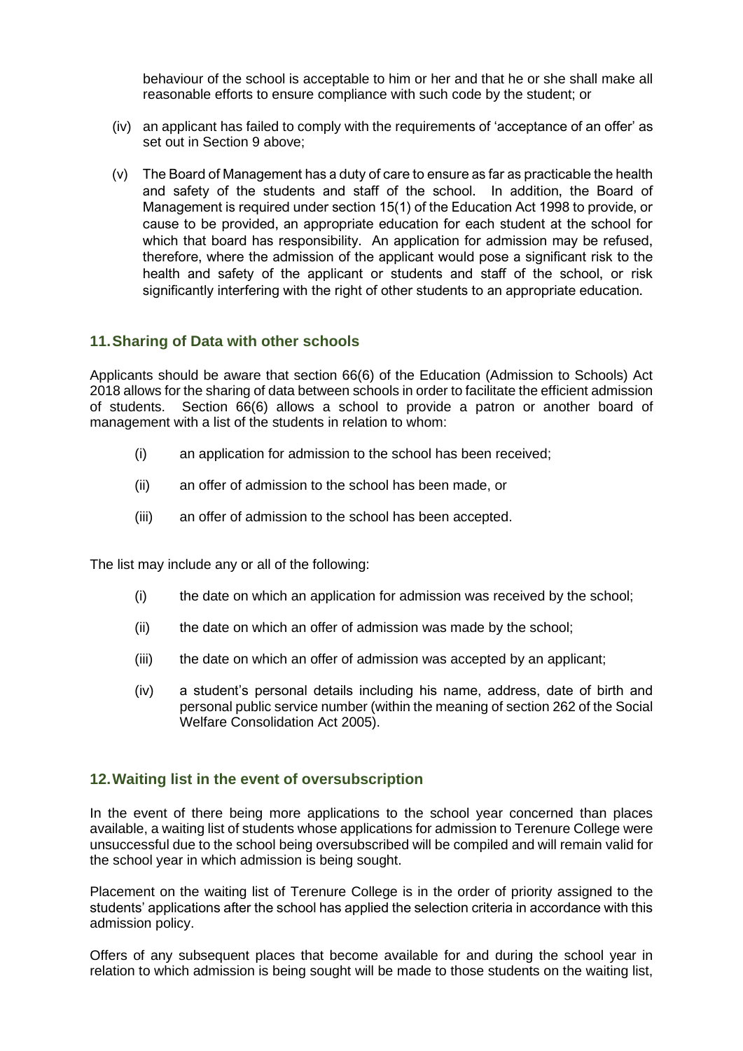behaviour of the school is acceptable to him or her and that he or she shall make all reasonable efforts to ensure compliance with such code by the student; or

(iv) an applicant has failed to comply with the requirements of 'acceptance of an offer' as set out in Section 9 above;

(v) The Board of Management has a duty of care to ensure as far as practicable the health and safety of the students and staff of the school. In addition, the Board of Management is required under section 15(1) of the Education Act 1998 to provide, or cause to be provided, an appropriate education for each student at the school for which that board has responsibility. An application for admission may be refused, therefore, where the admission of the applicant would pose a significant risk to the health and safety of the applicant or students and staff of the school, or risk significantly interfering with the right of other students to an appropriate education.

## 11. Sharing of Data with other schools

Applicants should be aware that section 66(6) of the Education (Admission to Schools) Act 2018 allows for the sharing of data between schools in order to facilitate the efficient admission of students. Section 66(6) allows a school to provide a patron or another board of management with a list of the students in relation to whom:

(i) an application for admission to the school has been received;

(ii) an offer of admission to the school has been made, or

(iii) an offer of admission to the school has been accepted.

The list may include any or all of the following:

(i) the date on which an application for admission was received by the school;

(ii) the date on which an offer of admission was made by the school;

(iii) the date on which an offer of admission was accepted by an applicant;

(iv) a student's personal details including his name, address, date of birth and personal public service number (within the meaning of section 262 of the Social Welfare Consolidation Act 2005).

## 12. Waiting list in the event of oversubscription

In the event of there being more applications to the school year concerned than places available, a waiting list of students whose applications for admission to Terenure College were unsuccessful due to the school being oversubscribed will be compiled and will remain valid for the school year in which admission is being sought.

Placement on the waiting list of Terenure College is in the order of priority assigned to the students' applications after the school has applied the selection criteria in accordance with this admission policy.

Offers of any subsequent places that become available for and during the school year in relation to which admission is being sought will be made to those students on the waiting list,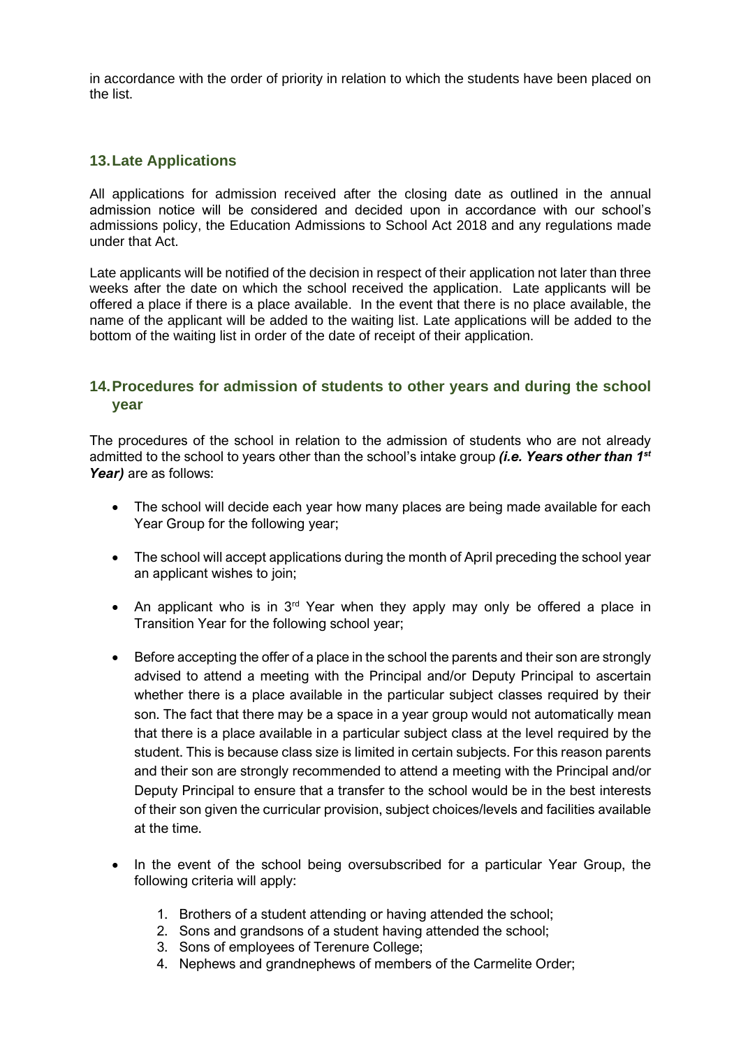in accordance with the order of priority in relation to which the students have been placed on the list.

## 13. Late Applications

All applications for admission received after the closing date as outlined in the annual admission notice will be considered and decided upon in accordance with our school's admissions policy, the Education Admissions to School Act 2018 and any regulations made under that Act.

Late applicants will be notified of the decision in respect of their application not later than three weeks after the date on which the school received the application. Late applicants will be offered a place if there is a place available. In the event that there is no place available, the name of the applicant will be added to the waiting list. Late applications will be added to the bottom of the waiting list in order of the date of receipt of their application.

## 14. Procedures for admission of students to other years and during the school year

The procedures of the school in relation to the admission of students who are not already admitted to the school to years other than the school's intake group ***(i.e. Years other than 1st Year)*** are as follows:

- The school will decide each year how many places are being made available for each Year Group for the following year;
- The school will accept applications during the month of April preceding the school year an applicant wishes to join;
- An applicant who is in 3rd Year when they apply may only be offered a place in Transition Year for the following school year;
- Before accepting the offer of a place in the school the parents and their son are strongly advised to attend a meeting with the Principal and/or Deputy Principal to ascertain whether there is a place available in the particular subject classes required by their son. The fact that there may be a space in a year group would not automatically mean that there is a place available in a particular subject class at the level required by the student. This is because class size is limited in certain subjects. For this reason parents and their son are strongly recommended to attend a meeting with the Principal and/or Deputy Principal to ensure that a transfer to the school would be in the best interests of their son given the curricular provision, subject choices/levels and facilities available at the time.
- In the event of the school being oversubscribed for a particular Year Group, the following criteria will apply:
    1. Brothers of a student attending or having attended the school;
    2. Sons and grandsons of a student having attended the school;
    3. Sons of employees of Terenure College;
    4. Nephews and grandnephews of members of the Carmelite Order;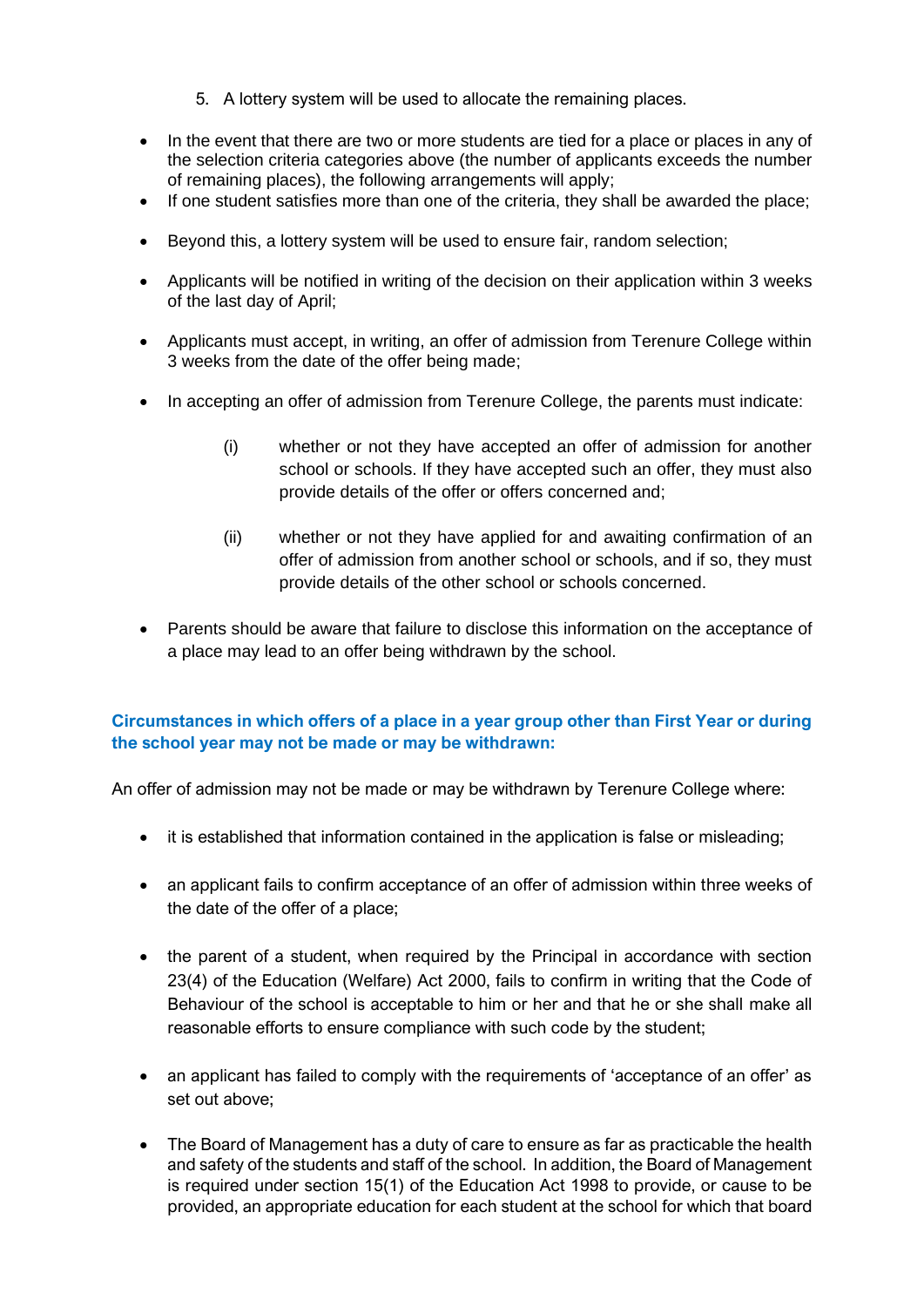5. A lottery system will be used to allocate the remaining places.

- In the event that there are two or more students are tied for a place or places in any of the selection criteria categories above (the number of applicants exceeds the number of remaining places), the following arrangements will apply;
- If one student satisfies more than one of the criteria, they shall be awarded the place;
- Beyond this, a lottery system will be used to ensure fair, random selection;
- Applicants will be notified in writing of the decision on their application within 3 weeks of the last day of April;
- Applicants must accept, in writing, an offer of admission from Terenure College within 3 weeks from the date of the offer being made;
- In accepting an offer of admission from Terenure College, the parents must indicate:

  (i) whether or not they have accepted an offer of admission for another school or schools. If they have accepted such an offer, they must also provide details of the offer or offers concerned and;

  (ii) whether or not they have applied for and awaiting confirmation of an offer of admission from another school or schools, and if so, they must provide details of the other school or schools concerned.

- Parents should be aware that failure to disclose this information on the acceptance of a place may lead to an offer being withdrawn by the school.

### Circumstances in which offers of a place in a year group other than First Year or during the school year may not be made or may be withdrawn:

An offer of admission may not be made or may be withdrawn by Terenure College where:

- it is established that information contained in the application is false or misleading;
- an applicant fails to confirm acceptance of an offer of admission within three weeks of the date of the offer of a place;
- the parent of a student, when required by the Principal in accordance with section 23(4) of the Education (Welfare) Act 2000, fails to confirm in writing that the Code of Behaviour of the school is acceptable to him or her and that he or she shall make all reasonable efforts to ensure compliance with such code by the student;
- an applicant has failed to comply with the requirements of 'acceptance of an offer' as set out above;
- The Board of Management has a duty of care to ensure as far as practicable the health and safety of the students and staff of the school. In addition, the Board of Management is required under section 15(1) of the Education Act 1998 to provide, or cause to be provided, an appropriate education for each student at the school for which that board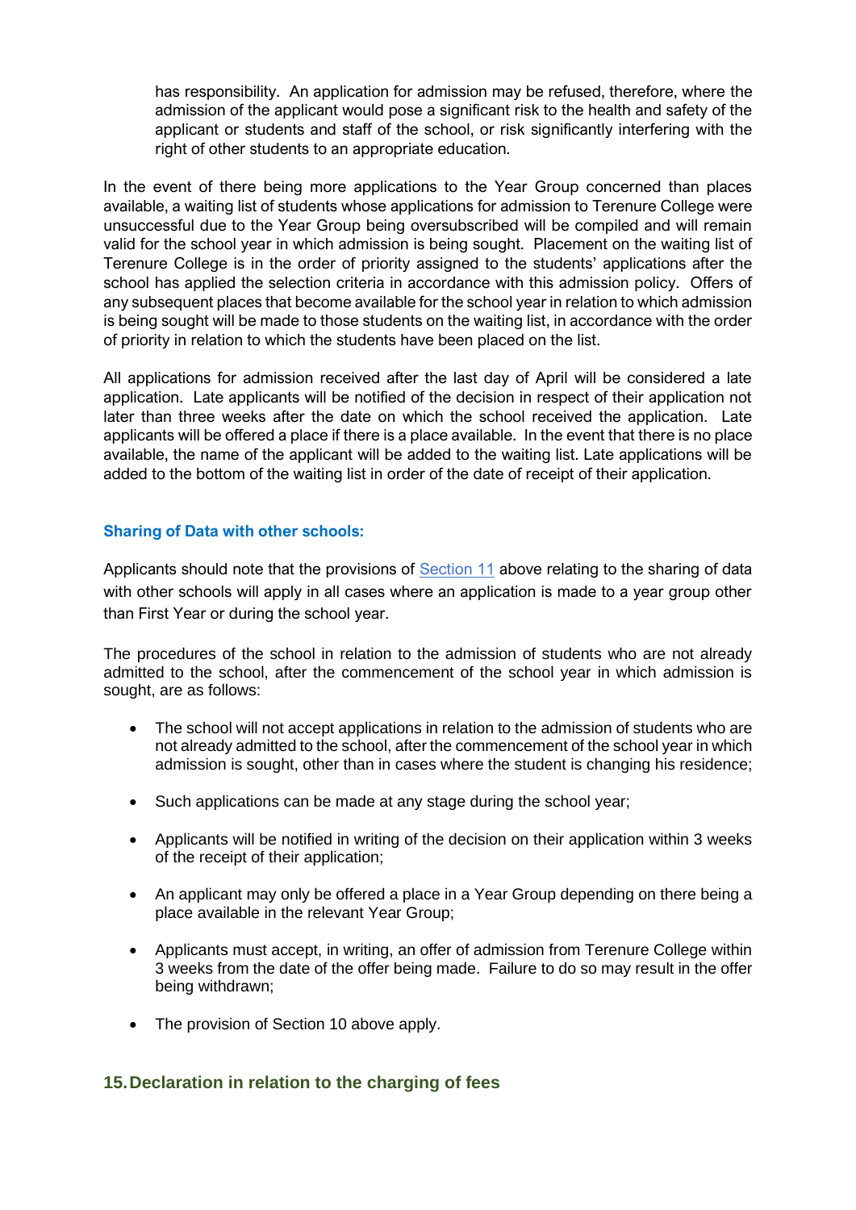has responsibility. An application for admission may be refused, therefore, where the admission of the applicant would pose a significant risk to the health and safety of the applicant or students and staff of the school, or risk significantly interfering with the right of other students to an appropriate education.

In the event of there being more applications to the Year Group concerned than places available, a waiting list of students whose applications for admission to Terenure College were unsuccessful due to the Year Group being oversubscribed will be compiled and will remain valid for the school year in which admission is being sought. Placement on the waiting list of Terenure College is in the order of priority assigned to the students' applications after the school has applied the selection criteria in accordance with this admission policy. Offers of any subsequent places that become available for the school year in relation to which admission is being sought will be made to those students on the waiting list, in accordance with the order of priority in relation to which the students have been placed on the list.

All applications for admission received after the last day of April will be considered a late application. Late applicants will be notified of the decision in respect of their application not later than three weeks after the date on which the school received the application. Late applicants will be offered a place if there is a place available. In the event that there is no place available, the name of the applicant will be added to the waiting list. Late applications will be added to the bottom of the waiting list in order of the date of receipt of their application.

### Sharing of Data with other schools:

Applicants should note that the provisions of Section 11 above relating to the sharing of data with other schools will apply in all cases where an application is made to a year group other than First Year or during the school year.

The procedures of the school in relation to the admission of students who are not already admitted to the school, after the commencement of the school year in which admission is sought, are as follows:

- The school will not accept applications in relation to the admission of students who are not already admitted to the school, after the commencement of the school year in which admission is sought, other than in cases where the student is changing his residence;
- Such applications can be made at any stage during the school year;
- Applicants will be notified in writing of the decision on their application within 3 weeks of the receipt of their application;
- An applicant may only be offered a place in a Year Group depending on there being a place available in the relevant Year Group;
- Applicants must accept, in writing, an offer of admission from Terenure College within 3 weeks from the date of the offer being made. Failure to do so may result in the offer being withdrawn;
- The provision of Section 10 above apply.

## 15. Declaration in relation to the charging of fees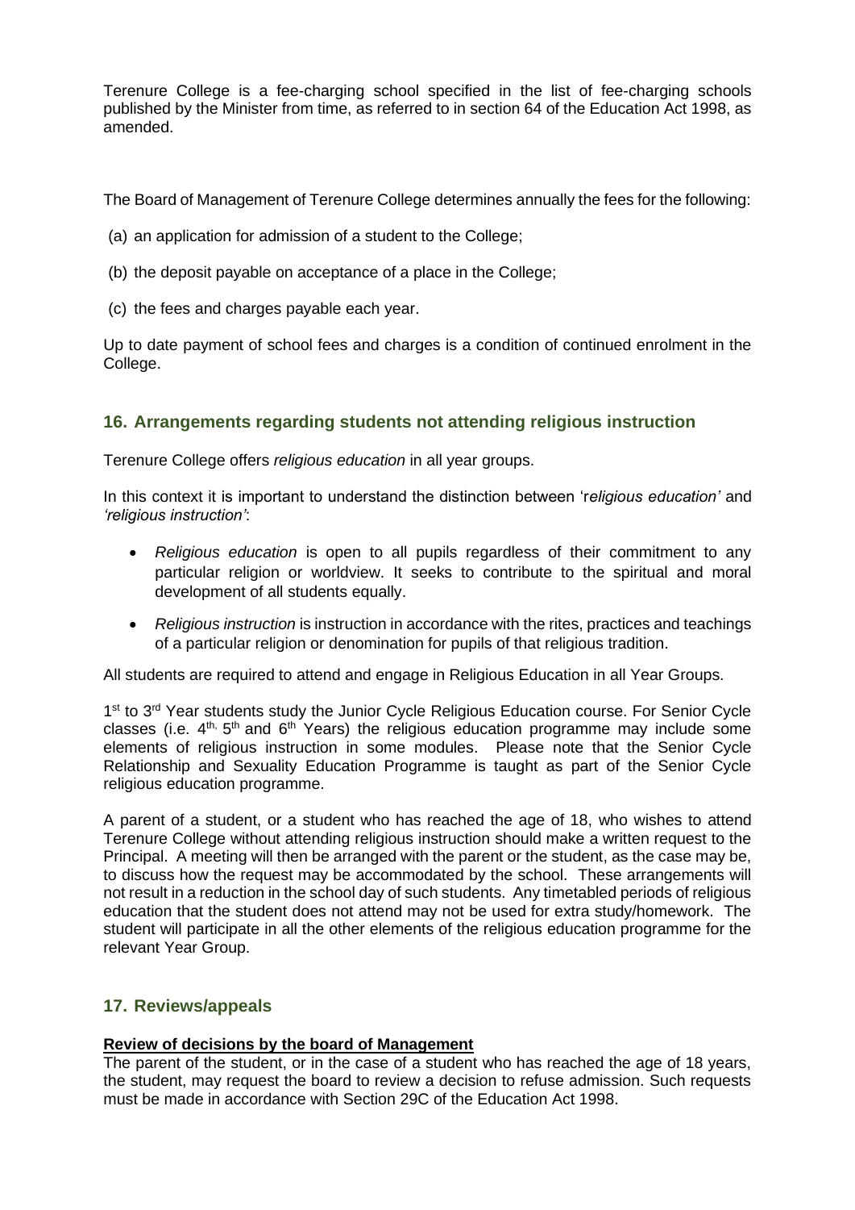Terenure College is a fee-charging school specified in the list of fee-charging schools published by the Minister from time, as referred to in section 64 of the Education Act 1998, as amended.

The Board of Management of Terenure College determines annually the fees for the following:

(a) an application for admission of a student to the College;

(b) the deposit payable on acceptance of a place in the College;

(c) the fees and charges payable each year.

Up to date payment of school fees and charges is a condition of continued enrolment in the College.

## 16. Arrangements regarding students not attending religious instruction

Terenure College offers *religious education* in all year groups.

In this context it is important to understand the distinction between 'r*eligious education'* and *'religious instruction'*:

- *Religious education* is open to all pupils regardless of their commitment to any particular religion or worldview. It seeks to contribute to the spiritual and moral development of all students equally.
- *Religious instruction* is instruction in accordance with the rites, practices and teachings of a particular religion or denomination for pupils of that religious tradition.

All students are required to attend and engage in Religious Education in all Year Groups.

1st to 3rd Year students study the Junior Cycle Religious Education course. For Senior Cycle classes (i.e. 4th, 5th and 6th Years) the religious education programme may include some elements of religious instruction in some modules. Please note that the Senior Cycle Relationship and Sexuality Education Programme is taught as part of the Senior Cycle religious education programme.

A parent of a student, or a student who has reached the age of 18, who wishes to attend Terenure College without attending religious instruction should make a written request to the Principal. A meeting will then be arranged with the parent or the student, as the case may be, to discuss how the request may be accommodated by the school. These arrangements will not result in a reduction in the school day of such students. Any timetabled periods of religious education that the student does not attend may not be used for extra study/homework. The student will participate in all the other elements of the religious education programme for the relevant Year Group.

## 17. Reviews/appeals

**Review of decisions by the board of Management**

The parent of the student, or in the case of a student who has reached the age of 18 years, the student, may request the board to review a decision to refuse admission. Such requests must be made in accordance with Section 29C of the Education Act 1998.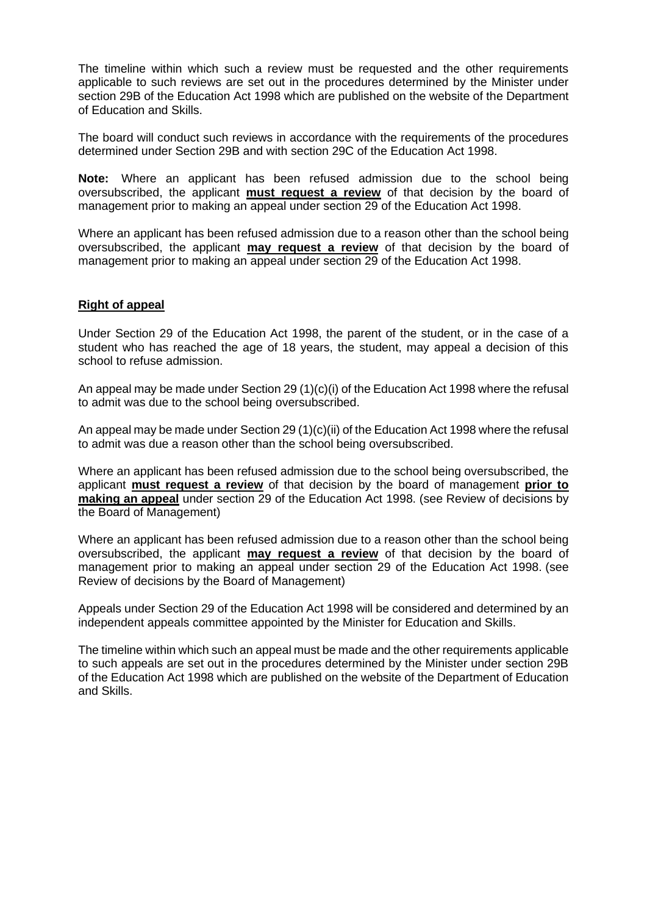The timeline within which such a review must be requested and the other requirements applicable to such reviews are set out in the procedures determined by the Minister under section 29B of the Education Act 1998 which are published on the website of the Department of Education and Skills.

The board will conduct such reviews in accordance with the requirements of the procedures determined under Section 29B and with section 29C of the Education Act 1998.

**Note:** Where an applicant has been refused admission due to the school being oversubscribed, the applicant **<u>must request a review</u>** of that decision by the board of management prior to making an appeal under section 29 of the Education Act 1998.

Where an applicant has been refused admission due to a reason other than the school being oversubscribed, the applicant **<u>may request a review</u>** of that decision by the board of management prior to making an appeal under section 29 of the Education Act 1998.

## <u>Right of appeal</u>

Under Section 29 of the Education Act 1998, the parent of the student, or in the case of a student who has reached the age of 18 years, the student, may appeal a decision of this school to refuse admission.

An appeal may be made under Section 29 (1)(c)(i) of the Education Act 1998 where the refusal to admit was due to the school being oversubscribed.

An appeal may be made under Section 29 (1)(c)(ii) of the Education Act 1998 where the refusal to admit was due a reason other than the school being oversubscribed.

Where an applicant has been refused admission due to the school being oversubscribed, the applicant **<u>must request a review</u>** of that decision by the board of management **<u>prior to making an appeal</u>** under section 29 of the Education Act 1998. (see Review of decisions by the Board of Management)

Where an applicant has been refused admission due to a reason other than the school being oversubscribed, the applicant **<u>may request a review</u>** of that decision by the board of management prior to making an appeal under section 29 of the Education Act 1998. (see Review of decisions by the Board of Management)

Appeals under Section 29 of the Education Act 1998 will be considered and determined by an independent appeals committee appointed by the Minister for Education and Skills.

The timeline within which such an appeal must be made and the other requirements applicable to such appeals are set out in the procedures determined by the Minister under section 29B of the Education Act 1998 which are published on the website of the Department of Education and Skills.